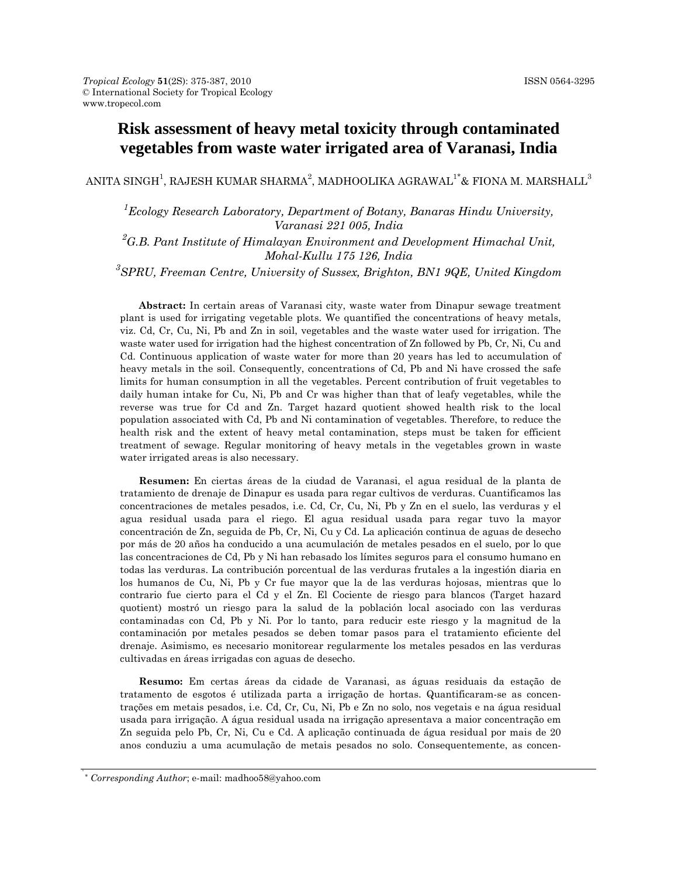# Risk assessment of heavy metal toxicity through contaminated vegetables from waste water irrigated area of Varanasi, India

ANITA SINGH[1], RAJESH KUMAR SHARMA[2], MADHOOLIKA AGRAWAL[1*] & FIONA M. MARSHALL[3]

[1]*Ecology Research Laboratory, Department of Botany, Banaras Hindu University, Varanasi 221 005, India*

[2]*G.B. Pant Institute of Himalayan Environment and Development Himachal Unit, Mohal-Kullu 175 126, India*

[3]*SPRU, Freeman Centre, University of Sussex, Brighton, BN1 9QE, United Kingdom*

**Abstract:** In certain areas of Varanasi city, waste water from Dinapur sewage treatment plant is used for irrigating vegetable plots. We quantified the concentrations of heavy metals, viz. Cd, Cr, Cu, Ni, Pb and Zn in soil, vegetables and the waste water used for irrigation. The waste water used for irrigation had the highest concentration of Zn followed by Pb, Cr, Ni, Cu and Cd. Continuous application of waste water for more than 20 years has led to accumulation of heavy metals in the soil. Consequently, concentrations of Cd, Pb and Ni have crossed the safe limits for human consumption in all the vegetables. Percent contribution of fruit vegetables to daily human intake for Cu, Ni, Pb and Cr was higher than that of leafy vegetables, while the reverse was true for Cd and Zn. Target hazard quotient showed health risk to the local population associated with Cd, Pb and Ni contamination of vegetables. Therefore, to reduce the health risk and the extent of heavy metal contamination, steps must be taken for efficient treatment of sewage. Regular monitoring of heavy metals in the vegetables grown in waste water irrigated areas is also necessary.

**Resumen:** En ciertas áreas de la ciudad de Varanasi, el agua residual de la planta de tratamiento de drenaje de Dinapur es usada para regar cultivos de verduras. Cuantificamos las concentraciones de metales pesados, i.e. Cd, Cr, Cu, Ni, Pb y Zn en el suelo, las verduras y el agua residual usada para el riego. El agua residual usada para regar tuvo la mayor concentración de Zn, seguida de Pb, Cr, Ni, Cu y Cd. La aplicación continua de aguas de desecho por más de 20 años ha conducido a una acumulación de metales pesados en el suelo, por lo que las concentraciones de Cd, Pb y Ni han rebasado los límites seguros para el consumo humano en todas las verduras. La contribución porcentual de las verduras frutales a la ingestión diaria en los humanos de Cu, Ni, Pb y Cr fue mayor que la de las verduras hojosas, mientras que lo contrario fue cierto para el Cd y el Zn. El Cociente de riesgo para blancos (Target hazard quotient) mostró un riesgo para la salud de la población local asociado con las verduras contaminadas con Cd, Pb y Ni. Por lo tanto, para reducir este riesgo y la magnitud de la contaminación por metales pesados se deben tomar pasos para el tratamiento eficiente del drenaje. Asimismo, es necesario monitorear regularmente los metales pesados en las verduras cultivadas en áreas irrigadas con aguas de desecho.

**Resumo:** Em certas áreas da cidade de Varanasi, as águas residuais da estação de tratamento de esgotos é utilizada parta a irrigação de hortas. Quantificaram-se as concentrações em metais pesados, i.e. Cd, Cr, Cu, Ni, Pb e Zn no solo, nos vegetais e na água residual usada para irrigação. A água residual usada na irrigação apresentava a maior concentração em Zn seguida pelo Pb, Cr, Ni, Cu e Cd. A aplicação continuada de água residual por mais de 20 anos conduziu a uma acumulação de metais pesados no solo. Consequentemente, as concen-

[*] *Corresponding Author*; e-mail: madhoo58@yahoo.com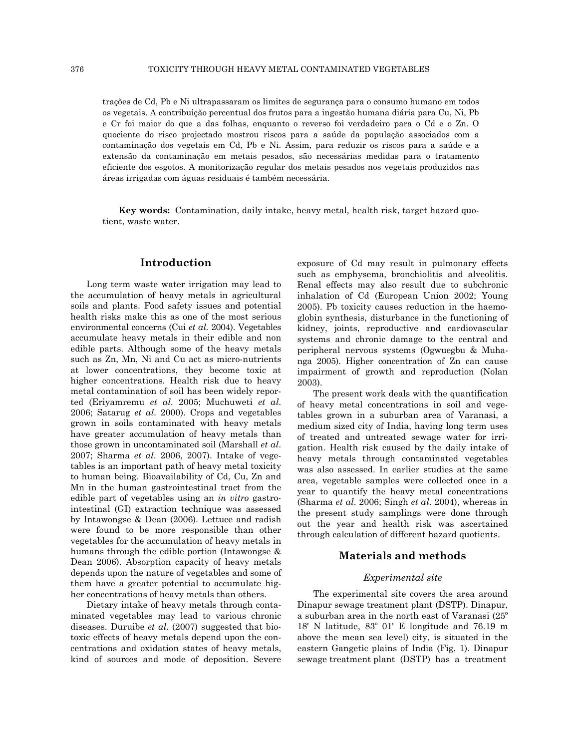trações de Cd, Pb e Ni ultrapassaram os limites de segurança para o consumo humano em todos os vegetais. A contribuição percentual dos frutos para a ingestão humana diária para Cu, Ni, Pb e Cr foi maior do que a das folhas, enquanto o reverso foi verdadeiro para o Cd e o Zn. O quociente do risco projectado mostrou riscos para a saúde da população associados com a contaminação dos vegetais em Cd, Pb e Ni. Assim, para reduzir os riscos para a saúde e a extensão da contaminação em metais pesados, são necessárias medidas para o tratamento eficiente dos esgotos. A monitorização regular dos metais pesados nos vegetais produzidos nas áreas irrigadas com águas residuais é também necessária.

**Key words:** Contamination, daily intake, heavy metal, health risk, target hazard quotient, waste water.

## Introduction

Long term waste water irrigation may lead to the accumulation of heavy metals in agricultural soils and plants. Food safety issues and potential health risks make this as one of the most serious environmental concerns (Cui *et al.* 2004). Vegetables accumulate heavy metals in their edible and non edible parts. Although some of the heavy metals such as Zn, Mn, Ni and Cu act as micro-nutrients at lower concentrations, they become toxic at higher concentrations. Health risk due to heavy metal contamination of soil has been widely reported (Eriyamremu *et al.* 2005; Muchuweti *et al.* 2006; Satarug *et al.* 2000). Crops and vegetables grown in soils contaminated with heavy metals have greater accumulation of heavy metals than those grown in uncontaminated soil (Marshall *et al.* 2007; Sharma *et al.* 2006, 2007). Intake of vegetables is an important path of heavy metal toxicity to human being. Bioavailability of Cd, Cu, Zn and Mn in the human gastrointestinal tract from the edible part of vegetables using an *in vitro* gastrointestinal (GI) extraction technique was assessed by Intawongse & Dean (2006). Lettuce and radish were found to be more responsible than other vegetables for the accumulation of heavy metals in humans through the edible portion (Intawongse & Dean 2006). Absorption capacity of heavy metals depends upon the nature of vegetables and some of them have a greater potential to accumulate higher concentrations of heavy metals than others.

Dietary intake of heavy metals through contaminated vegetables may lead to various chronic diseases. Duruibe *et al.* (2007) suggested that biotoxic effects of heavy metals depend upon the concentrations and oxidation states of heavy metals, kind of sources and mode of deposition. Severe exposure of Cd may result in pulmonary effects such as emphysema, bronchiolitis and alveolitis. Renal effects may also result due to subchronic inhalation of Cd (European Union 2002; Young 2005). Pb toxicity causes reduction in the haemoglobin synthesis, disturbance in the functioning of kidney, joints, reproductive and cardiovascular systems and chronic damage to the central and peripheral nervous systems (Ogwuegbu & Muhanga 2005). Higher concentration of Zn can cause impairment of growth and reproduction (Nolan 2003).

The present work deals with the quantification of heavy metal concentrations in soil and vegetables grown in a suburban area of Varanasi, a medium sized city of India, having long term uses of treated and untreated sewage water for irrigation. Health risk caused by the daily intake of heavy metals through contaminated vegetables was also assessed. In earlier studies at the same area, vegetable samples were collected once in a year to quantify the heavy metal concentrations (Sharma *et al.* 2006; Singh *et al.* 2004), whereas in the present study samplings were done through out the year and health risk was ascertained through calculation of different hazard quotients.

## Materials and methods

### *Experimental site*

The experimental site covers the area around Dinapur sewage treatment plant (DSTP). Dinapur, a suburban area in the north east of Varanasi (25º 18' N latitude, 83º 01' E longitude and 76.19 m above the mean sea level) city, is situated in the eastern Gangetic plains of India (Fig. 1). Dinapur sewage treatment plant (DSTP) has a treatment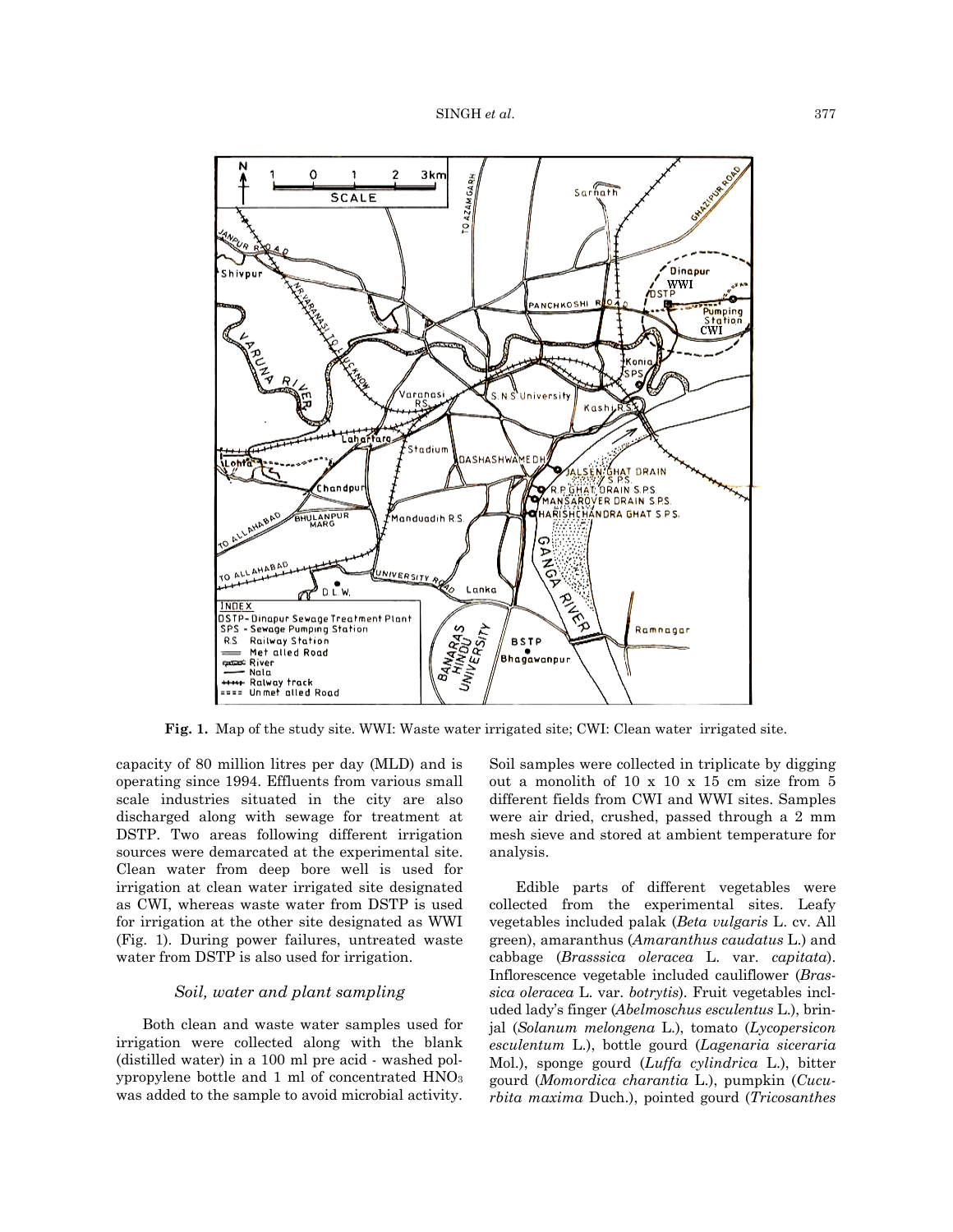**Fig. 1.** Map of the study site. WWI: Waste water irrigated site; CWI: Clean water irrigated site.

capacity of 80 million litres per day (MLD) and is operating since 1994. Effluents from various small scale industries situated in the city are also discharged along with sewage for treatment at DSTP. Two areas following different irrigation sources were demarcated at the experimental site. Clean water from deep bore well is used for irrigation at clean water irrigated site designated as CWI, whereas waste water from DSTP is used for irrigation at the other site designated as WWI (Fig. 1). During power failures, untreated waste water from DSTP is also used for irrigation.

### *Soil, water and plant sampling*

Both clean and waste water samples used for irrigation were collected along with the blank (distilled water) in a 100 ml pre acid - washed polypropylene bottle and 1 ml of concentrated $HNO_3$ was added to the sample to avoid microbial activity. Soil samples were collected in triplicate by digging out a monolith of 10 x 10 x 15 cm size from 5 different fields from CWI and WWI sites. Samples were air dried, crushed, passed through a 2 mm mesh sieve and stored at ambient temperature for analysis.

Edible parts of different vegetables were collected from the experimental sites. Leafy vegetables included palak (*Beta vulgaris* L. cv. All green), amaranthus (*Amaranthus caudatus* L.) and cabbage (*Brasssica oleracea* L. var. *capitata*). Inflorescence vegetable included cauliflower (*Brassica oleracea* L. var. *botrytis*). Fruit vegetables included lady's finger (*Abelmoschus esculentus* L.), brinjal (*Solanum melongena* L.), tomato (*Lycopersicon esculentum* L.), bottle gourd (*Lagenaria siceraria* Mol.), sponge gourd (*Luffa cylindrica* L.), bitter gourd (*Momordica charantia* L.), pumpkin (*Cucurbita maxima* Duch.), pointed gourd (*Tricosanthes*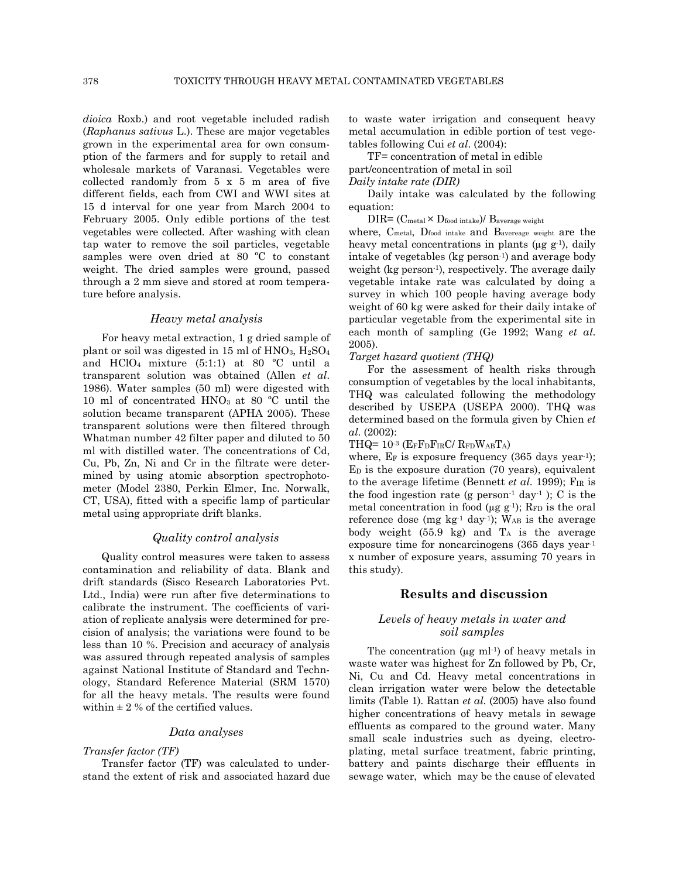*dioica* Roxb.) and root vegetable included radish (*Raphanus sativus* L.). These are major vegetables grown in the experimental area for own consumption of the farmers and for supply to retail and wholesale markets of Varanasi. Vegetables were collected randomly from 5 x 5 m area of five different fields, each from CWI and WWI sites at 15 d interval for one year from March 2004 to February 2005. Only edible portions of the test vegetables were collected. After washing with clean tap water to remove the soil particles, vegetable samples were oven dried at 80 ºC to constant weight. The dried samples were ground, passed through a 2 mm sieve and stored at room temperature before analysis.

### *Heavy metal analysis*

For heavy metal extraction, 1 g dried sample of plant or soil was digested in 15 ml of $HNO_3$, $H_2SO_4$ and $HClO_4$ mixture (5:1:1) at 80 ºC until a transparent solution was obtained (Allen *et al*. 1986). Water samples (50 ml) were digested with 10 ml of concentrated $HNO_3$ at 80 ºC until the solution became transparent (APHA 2005). These transparent solutions were then filtered through Whatman number 42 filter paper and diluted to 50 ml with distilled water. The concentrations of Cd, Cu, Pb, Zn, Ni and Cr in the filtrate were determined by using atomic absorption spectrophotometer (Model 2380, Perkin Elmer, Inc. Norwalk, CT, USA), fitted with a specific lamp of particular metal using appropriate drift blanks.

### *Quality control analysis*

Quality control measures were taken to assess contamination and reliability of data. Blank and drift standards (Sisco Research Laboratories Pvt. Ltd., India) were run after five determinations to calibrate the instrument. The coefficients of variation of replicate analysis were determined for precision of analysis; the variations were found to be less than 10 %. Precision and accuracy of analysis was assured through repeated analysis of samples against National Institute of Standard and Technology, Standard Reference Material (SRM 1570) for all the heavy metals. The results were found within ± 2 % of the certified values.

### *Data analyses*

*Transfer factor (TF)*

Transfer factor (TF) was calculated to understand the extent of risk and associated hazard due to waste water irrigation and consequent heavy metal accumulation in edible portion of test vegetables following Cui *et al*. (2004):

TF= concentration of metal in edible part/concentration of metal in soil

*Daily intake rate (DIR)*

Daily intake was calculated by the following equation:

$$DIR = (C_{metal} \times D_{food\ intake}) / B_{average\ weight}$$

where, $C_{metal}$, $D_{food\ intake}$ and $B_{avereage\ weight}$ are the heavy metal concentrations in plants (µg $g^{-1}$), daily intake of vegetables (kg $person^{-1}$) and average body weight (kg $person^{-1}$), respectively. The average daily vegetable intake rate was calculated by doing a survey in which 100 people having average body weight of 60 kg were asked for their daily intake of particular vegetable from the experimental site in each month of sampling (Ge 1992; Wang *et al.* 2005).

*Target hazard quotient (THQ)*

For the assessment of health risks through consumption of vegetables by the local inhabitants, THQ was calculated following the methodology described by USEPA (USEPA 2000). THQ was determined based on the formula given by Chien *et al.* (2002):

$$THQ = 10^{-3} (E_F F_D F_{IR} C / R_{FD} W_{AB} T_A)$$

where, $E_F$ is exposure frequency (365 days $year^{-1}$); $E_D$ is the exposure duration (70 years), equivalent to the average lifetime (Bennett *et al.* 1999); $F_{IR}$ is the food ingestion rate (g $person^{-1}$ $day^{-1}$ ); C is the metal concentration in food (µg $g^{-1}$); $R_{FD}$ is the oral reference dose (mg $kg^{-1}$ $day^{-1}$); $W_{AB}$ is the average body weight (55.9 kg) and $T_A$ is the average exposure time for noncarcinogens (365 days $year^{-1}$ x number of exposure years, assuming 70 years in this study).

## Results and discussion

### *Levels of heavy metals in water and soil samples*

The concentration (µg $ml^{-1}$) of heavy metals in waste water was highest for Zn followed by Pb, Cr, Ni, Cu and Cd. Heavy metal concentrations in clean irrigation water were below the detectable limits (Table 1). Rattan *et al.* (2005) have also found higher concentrations of heavy metals in sewage effluents as compared to the ground water. Many small scale industries such as dyeing, electroplating, metal surface treatment, fabric printing, battery and paints discharge their effluents in sewage water, which may be the cause of elevated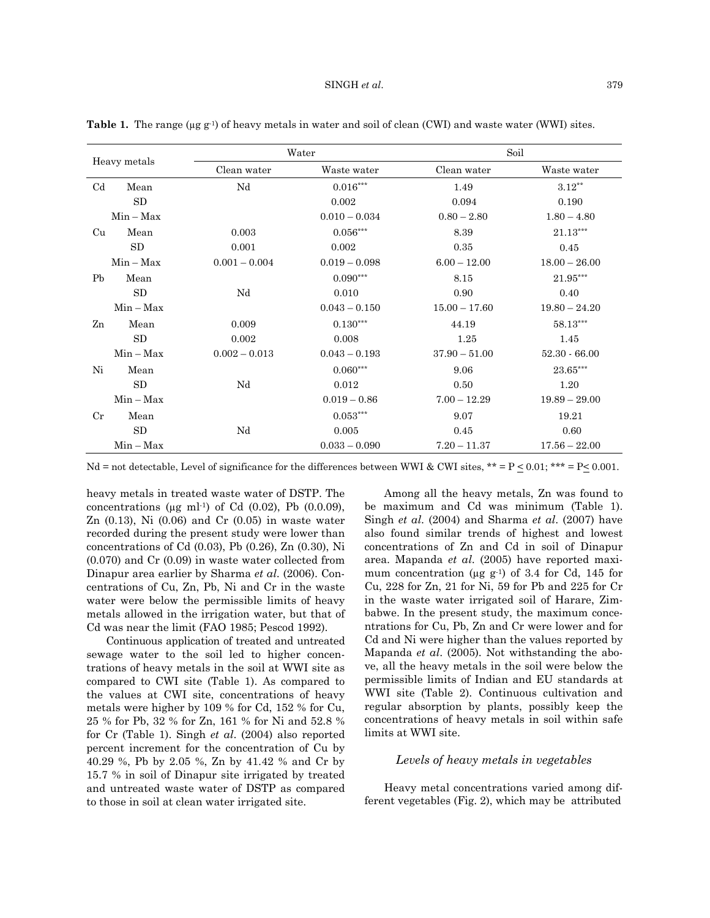**Table 1.** The range (µg g$^{-1}$) of heavy metals in water and soil of clean (CWI) and waste water (WWI) sites.

| Heavy metals | | Water | | Soil | |
|---|---|---|---|---|---|
| | | Clean water | Waste water | Clean water | Waste water |
| Cd | Mean | Nd | $0.016^{***}$ | 1.49 | $3.12^{**}$ |
| | SD | | 0.002 | 0.094 | 0.190 |
| | Min – Max | | 0.010 – 0.034 | 0.80 – 2.80 | 1.80 – 4.80 |
| Cu | Mean | 0.003 | $0.056^{***}$ | 8.39 | $21.13^{***}$ |
| | SD | 0.001 | 0.002 | 0.35 | 0.45 |
| | Min – Max | 0.001 – 0.004 | 0.019 – 0.098 | 6.00 – 12.00 | 18.00 – 26.00 |
| Pb | Mean | | $0.090^{***}$ | 8.15 | $21.95^{***}$ |
| | SD | Nd | 0.010 | 0.90 | 0.40 |
| | Min – Max | | 0.043 – 0.150 | 15.00 – 17.60 | 19.80 – 24.20 |
| Zn | Mean | 0.009 | $0.130^{***}$ | 44.19 | $58.13^{***}$ |
| | SD | 0.002 | 0.008 | 1.25 | 1.45 |
| | Min – Max | 0.002 – 0.013 | 0.043 – 0.193 | 37.90 – 51.00 | 52.30 - 66.00 |
| Ni | Mean | | $0.060^{***}$ | 9.06 | $23.65^{***}$ |
| | SD | Nd | 0.012 | 0.50 | 1.20 |
| | Min – Max | | 0.019 – 0.86 | 7.00 – 12.29 | 19.89 – 29.00 |
| Cr | Mean | | $0.053^{***}$ | 9.07 | 19.21 |
| | SD | Nd | 0.005 | 0.45 | 0.60 |
| | Min – Max | | 0.033 – 0.090 | 7.20 – 11.37 | 17.56 – 22.00 |

Nd = not detectable, Level of significance for the differences between WWI & CWI sites, ** = $P \leq 0.01$; *** = $P \leq 0.001$.

heavy metals in treated waste water of DSTP. The concentrations (µg ml$^{-1}$) of Cd (0.02), Pb (0.0.09), Zn (0.13), Ni (0.06) and Cr (0.05) in waste water recorded during the present study were lower than concentrations of Cd (0.03), Pb (0.26), Zn (0.30), Ni (0.070) and Cr (0.09) in waste water collected from Dinapur area earlier by Sharma *et al.* (2006). Concentrations of Cu, Zn, Pb, Ni and Cr in the waste water were below the permissible limits of heavy metals allowed in the irrigation water, but that of Cd was near the limit (FAO 1985; Pescod 1992).

Continuous application of treated and untreated sewage water to the soil led to higher concentrations of heavy metals in the soil at WWI site as compared to CWI site (Table 1). As compared to the values at CWI site, concentrations of heavy metals were higher by 109 % for Cd, 152 % for Cu, 25 % for Pb, 32 % for Zn, 161 % for Ni and 52.8 % for Cr (Table 1). Singh *et al*. (2004) also reported percent increment for the concentration of Cu by 40.29 %, Pb by 2.05 %, Zn by 41.42 % and Cr by 15.7 % in soil of Dinapur site irrigated by treated and untreated waste water of DSTP as compared to those in soil at clean water irrigated site.

Among all the heavy metals, Zn was found to be maximum and Cd was minimum (Table 1). Singh *et al.* (2004) and Sharma *et al*. (2007) have also found similar trends of highest and lowest concentrations of Zn and Cd in soil of Dinapur area. Mapanda *et al.* (2005) have reported maximum concentration (µg g$^{-1}$) of 3.4 for Cd, 145 for Cu, 228 for Zn, 21 for Ni, 59 for Pb and 225 for Cr in the waste water irrigated soil of Harare, Zimbabwe. In the present study, the maximum concentrations for Cu, Pb, Zn and Cr were lower and for Cd and Ni were higher than the values reported by Mapanda *et al.* (2005). Not withstanding the above, all the heavy metals in the soil were below the permissible limits of Indian and EU standards at WWI site (Table 2). Continuous cultivation and regular absorption by plants, possibly keep the concentrations of heavy metals in soil within safe limits at WWI site.

### *Levels of heavy metals in vegetables*

Heavy metal concentrations varied among different vegetables (Fig. 2), which may be attributed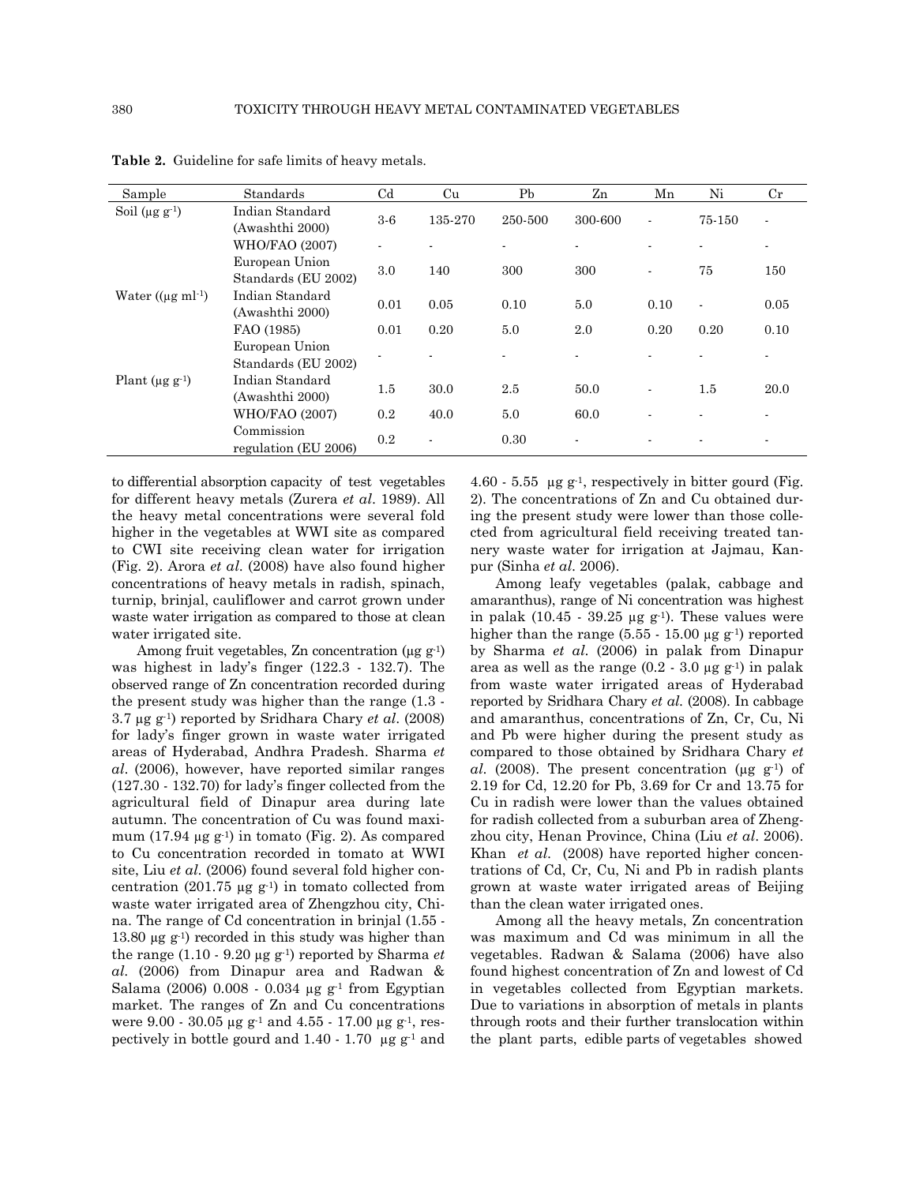**Table 2.** Guideline for safe limits of heavy metals.

| Sample | Standards | Cd | Cu | Pb | Zn | Mn | Ni | Cr |
|---|---|---|---|---|---|---|---|---|
| Soil (µg $g^{-1}$) | Indian Standard (Awashthi 2000) | 3-6 | 135-270 | 250-500 | 300-600 | - | 75-150 | - |
| | WHO/FAO (2007) | - | - | - | - | - | - | - |
| | European Union Standards (EU 2002) | 3.0 | 140 | 300 | 300 | - | 75 | 150 |
| Water ((µg $ml^{-1}$) | Indian Standard (Awashthi 2000) | 0.01 | 0.05 | 0.10 | 5.0 | 0.10 | - | 0.05 |
| | FAO (1985) | 0.01 | 0.20 | 5.0 | 2.0 | 0.20 | 0.20 | 0.10 |
| | European Union Standards (EU 2002) | - | - | - | - | - | - | - |
| Plant (µg $g^{-1}$) | Indian Standard (Awashthi 2000) | 1.5 | 30.0 | 2.5 | 50.0 | - | 1.5 | 20.0 |
| | WHO/FAO (2007) | 0.2 | 40.0 | 5.0 | 60.0 | - | - | - |
| | Commission regulation (EU 2006) | 0.2 | - | 0.30 | - | - | - | - |

to differential absorption capacity of test vegetables for different heavy metals (Zurera *et al*. 1989). All the heavy metal concentrations were several fold higher in the vegetables at WWI site as compared to CWI site receiving clean water for irrigation (Fig. 2). Arora *et al*. (2008) have also found higher concentrations of heavy metals in radish, spinach, turnip, brinjal, cauliflower and carrot grown under waste water irrigation as compared to those at clean water irrigated site.

Among fruit vegetables, Zn concentration (µg $g^{-1}$) was highest in lady's finger (122.3 - 132.7). The observed range of Zn concentration recorded during the present study was higher than the range (1.3 - 3.7 µg $g^{-1}$) reported by Sridhara Chary *et al*. (2008) for lady's finger grown in waste water irrigated areas of Hyderabad, Andhra Pradesh. Sharma *et al*. (2006), however, have reported similar ranges (127.30 - 132.70) for lady's finger collected from the agricultural field of Dinapur area during late autumn. The concentration of Cu was found maximum (17.94 µg $g^{-1}$) in tomato (Fig. 2). As compared to Cu concentration recorded in tomato at WWI site, Liu *et al*. (2006) found several fold higher concentration (201.75 µg $g^{-1}$) in tomato collected from waste water irrigated area of Zhengzhou city, China. The range of Cd concentration in brinjal (1.55 - 13.80 µg $g^{-1}$) recorded in this study was higher than the range (1.10 - 9.20 µg $g^{-1}$) reported by Sharma *et al*. (2006) from Dinapur area and Radwan & Salama (2006) 0.008 - 0.034 µg $g^{-1}$ from Egyptian market. The ranges of Zn and Cu concentrations were 9.00 - 30.05 µg $g^{-1}$ and 4.55 - 17.00 µg $g^{-1}$, respectively in bottle gourd and 1.40 - 1.70 µg $g^{-1}$ and 4.60 - 5.55 µg $g^{-1}$, respectively in bitter gourd (Fig. 2). The concentrations of Zn and Cu obtained during the present study were lower than those collected from agricultural field receiving treated tannery waste water for irrigation at Jajmau, Kanpur (Sinha *et al*. 2006).

Among leafy vegetables (palak, cabbage and amaranthus), range of Ni concentration was highest in palak (10.45 - 39.25 µg $g^{-1}$). These values were higher than the range (5.55 - 15.00 µg $g^{-1}$) reported by Sharma *et al*. (2006) in palak from Dinapur area as well as the range (0.2 - 3.0 µg $g^{-1}$) in palak from waste water irrigated areas of Hyderabad reported by Sridhara Chary *et al*. (2008). In cabbage and amaranthus, concentrations of Zn, Cr, Cu, Ni and Pb were higher during the present study as compared to those obtained by Sridhara Chary *et al*. (2008). The present concentration (µg $g^{-1}$) of 2.19 for Cd, 12.20 for Pb, 3.69 for Cr and 13.75 for Cu in radish were lower than the values obtained for radish collected from a suburban area of Zhengzhou city, Henan Province, China (Liu *et al*. 2006). Khan *et al*. (2008) have reported higher concentrations of Cd, Cr, Cu, Ni and Pb in radish plants grown at waste water irrigated areas of Beijing than the clean water irrigated ones.

Among all the heavy metals, Zn concentration was maximum and Cd was minimum in all the vegetables. Radwan & Salama (2006) have also found highest concentration of Zn and lowest of Cd in vegetables collected from Egyptian markets. Due to variations in absorption of metals in plants through roots and their further translocation within the plant parts, edible parts of vegetables showed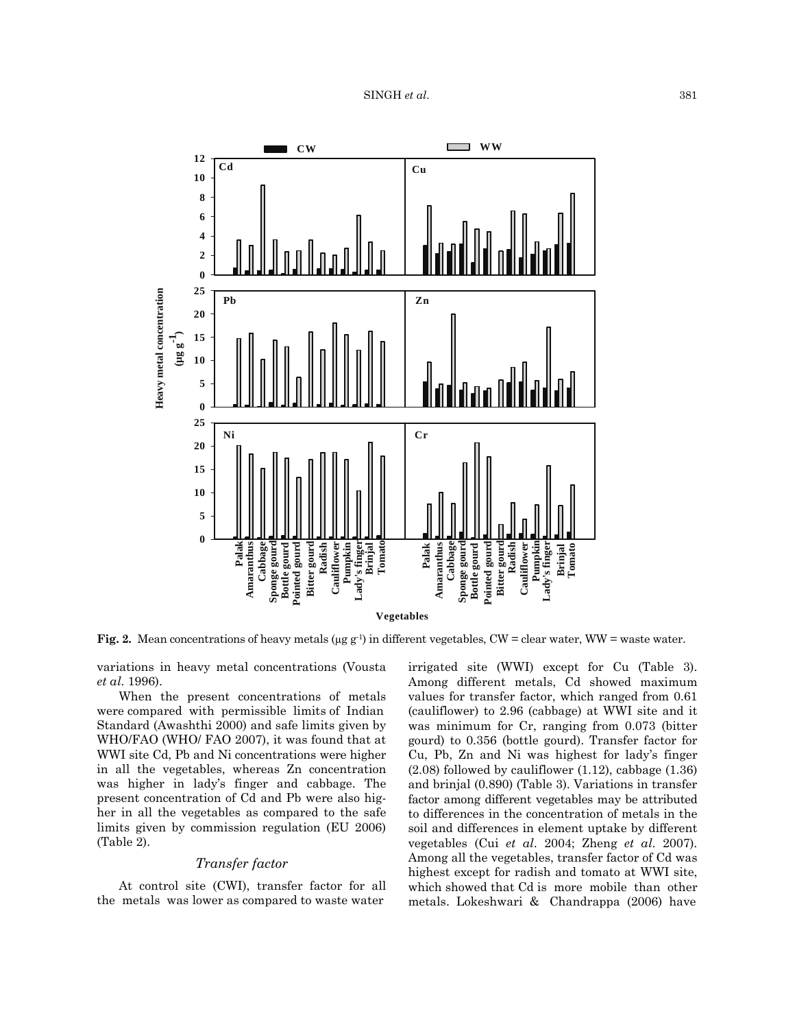**Fig. 2.** Mean concentrations of heavy metals (µg g[-1]) in different vegetables, CW = clear water, WW = waste water.

variations in heavy metal concentrations (Vousta *et al.* 1996).

When the present concentrations of metals were compared with permissible limits of Indian Standard (Awashthi 2000) and safe limits given by WHO/FAO (WHO/ FAO 2007), it was found that at WWI site Cd, Pb and Ni concentrations were higher in all the vegetables, whereas Zn concentration was higher in lady's finger and cabbage. The present concentration of Cd and Pb were also higher in all the vegetables as compared to the safe limits given by commission regulation (EU 2006) (Table 2).

### *Transfer factor*

At control site (CWI), transfer factor for all the metals was lower as compared to waste water irrigated site (WWI) except for Cu (Table 3). Among different metals, Cd showed maximum values for transfer factor, which ranged from 0.61 (cauliflower) to 2.96 (cabbage) at WWI site and it was minimum for Cr, ranging from 0.073 (bitter gourd) to 0.356 (bottle gourd). Transfer factor for Cu, Pb, Zn and Ni was highest for lady's finger (2.08) followed by cauliflower (1.12), cabbage (1.36) and brinjal (0.890) (Table 3). Variations in transfer factor among different vegetables may be attributed to differences in the concentration of metals in the soil and differences in element uptake by different vegetables (Cui *et al.* 2004; Zheng *et al.* 2007). Among all the vegetables, transfer factor of Cd was highest except for radish and tomato at WWI site, which showed that Cd is more mobile than other metals. Lokeshwari & Chandrappa (2006) have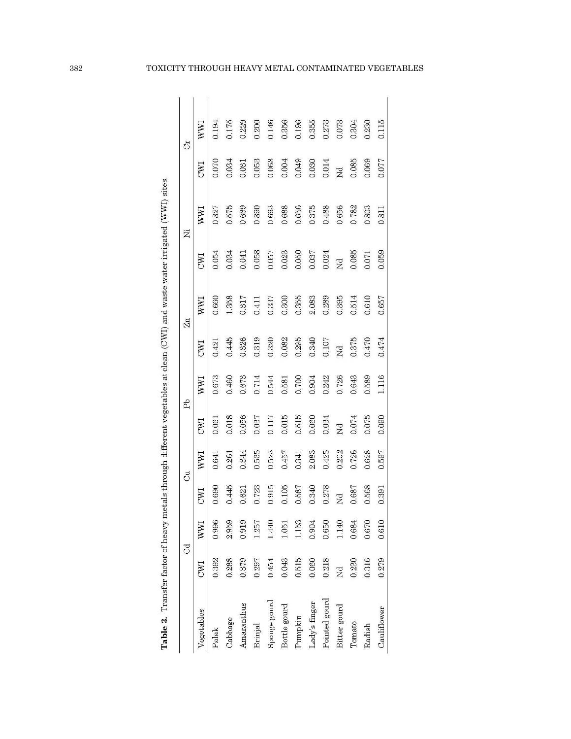**Table 3.** Transfer factor of heavy metals through different vegetables at clean (CWI) and waste water irrigated (WWI) sites.

| | Cd | | Cu | | Pb | | Zn | | Ni | | Cr | |
|---|---|---|---|---|---|---|---|---|---|---|---|---|
| Vegetables | CWI | WWI | CWI | WWI | CWI | WWI | CWI | WWI | CWI | WWI | CWI | WWI |
| Palak | 0.392 | 0.996 | 0.690 | 0.641 | 0.061 | 0.673 | 0.421 | 0.660 | 0.054 | 0.827 | 0.070 | 0.194 |
| Cabbage | 0.288 | 2.959 | 0.445 | 0.261 | 0.018 | 0.460 | 0.445 | 1.358 | 0.034 | 0.575 | 0.034 | 0.175 |
| Amaranthus | 0.379 | 0.919 | 0.621 | 0.344 | 0.056 | 0.673 | 0.326 | 0.317 | 0.041 | 0.669 | 0.031 | 0.229 |
| Brinjal | 0.297 | 1.257 | 0.723 | 0.565 | 0.037 | 0.714 | 0.319 | 0.411 | 0.058 | 0.890 | 0.053 | 0.200 |
| Sponge gourd | 0.454 | 1.440 | 0.915 | 0.523 | 0.117 | 0.544 | 0.320 | 0.337 | 0.057 | 0.693 | 0.068 | 0.146 |
| Bottle gourd | 0.043 | 1.051 | 0.105 | 0.457 | 0.015 | 0.581 | 0.082 | 0.300 | 0.023 | 0.688 | 0.004 | 0.356 |
| Pumpkin | 0.515 | 1.153 | 0.587 | 0.341 | 0.515 | 0.700 | 0.295 | 0.355 | 0.050 | 0.656 | 0.049 | 0.196 |
| Lady's finger | 0.060 | 0.904 | 0.340 | 2.083 | 0.060 | 0.904 | 0.340 | 2.083 | 0.037 | 0.375 | 0.030 | 0.355 |
| Pointed gourd | 0.218 | 0.650 | 0.278 | 0.425 | 0.034 | 0.242 | 0.107 | 0.289 | 0.024 | 0.488 | 0.014 | 0.273 |
| Bitter gourd | Nd | 1.140 | Nd | 0.202 | Nd | 0.726 | Nd | 0.395 | Nd | 0.656 | Nd | 0.073 |
| Tomato | 0.230 | 0.684 | 0.687 | 0.726 | 0.074 | 0.643 | 0.375 | 0.514 | 0.085 | 0.782 | 0.085 | 0.304 |
| Radish | 0.316 | 0.670 | 0.568 | 0.628 | 0.075 | 0.589 | 0.470 | 0.610 | 0.071 | 0.803 | 0.069 | 0.230 |
| Cauliflower | 0.279 | 0.610 | 0.391 | 0.597 | 0.090 | 1.116 | 0.474 | 0.657 | 0.059 | 0.811 | 0.077 | 0.115 |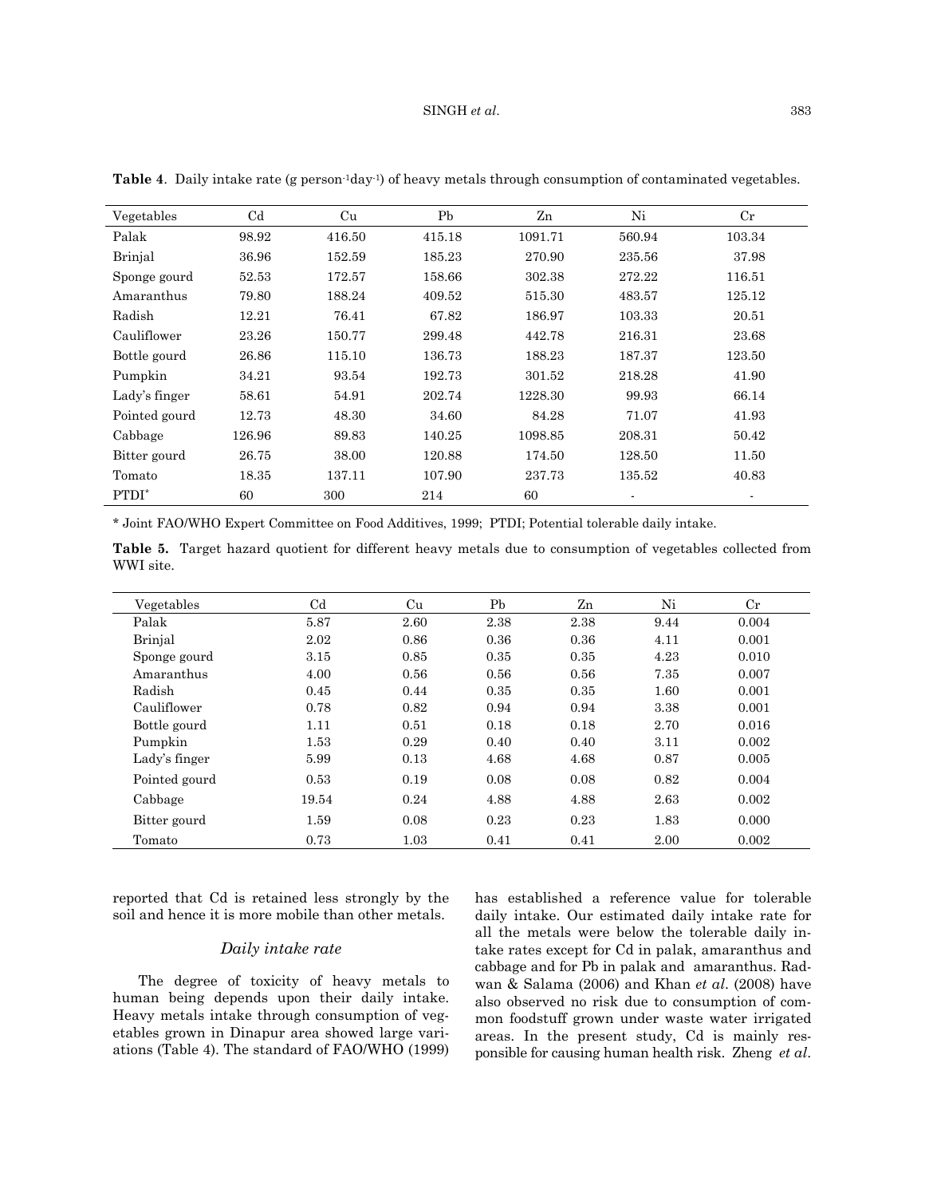**Table 4**. Daily intake rate (g person$^{-1}$day$^{-1}$) of heavy metals through consumption of contaminated vegetables.

| Vegetables | Cd | Cu | Pb | Zn | Ni | Cr |
|---|---|---|---|---|---|---|
| Palak | 98.92 | 416.50 | 415.18 | 1091.71 | 560.94 | 103.34 |
| Brinjal | 36.96 | 152.59 | 185.23 | 270.90 | 235.56 | 37.98 |
| Sponge gourd | 52.53 | 172.57 | 158.66 | 302.38 | 272.22 | 116.51 |
| Amaranthus | 79.80 | 188.24 | 409.52 | 515.30 | 483.57 | 125.12 |
| Radish | 12.21 | 76.41 | 67.82 | 186.97 | 103.33 | 20.51 |
| Cauliflower | 23.26 | 150.77 | 299.48 | 442.78 | 216.31 | 23.68 |
| Bottle gourd | 26.86 | 115.10 | 136.73 | 188.23 | 187.37 | 123.50 |
| Pumpkin | 34.21 | 93.54 | 192.73 | 301.52 | 218.28 | 41.90 |
| Lady's finger | 58.61 | 54.91 | 202.74 | 1228.30 | 99.93 | 66.14 |
| Pointed gourd | 12.73 | 48.30 | 34.60 | 84.28 | 71.07 | 41.93 |
| Cabbage | 126.96 | 89.83 | 140.25 | 1098.85 | 208.31 | 50.42 |
| Bitter gourd | 26.75 | 38.00 | 120.88 | 174.50 | 128.50 | 11.50 |
| Tomato | 18.35 | 137.11 | 107.90 | 237.73 | 135.52 | 40.83 |
| PTDI* | 60 | 300 | 214 | 60 | - | - |

\* Joint FAO/WHO Expert Committee on Food Additives, 1999; PTDI; Potential tolerable daily intake.

**Table 5.** Target hazard quotient for different heavy metals due to consumption of vegetables collected from WWI site.

| Vegetables | Cd | Cu | Pb | Zn | Ni | Cr |
|---|---|---|---|---|---|---|
| Palak | 5.87 | 2.60 | 2.38 | 2.38 | 9.44 | 0.004 |
| Brinjal | 2.02 | 0.86 | 0.36 | 0.36 | 4.11 | 0.001 |
| Sponge gourd | 3.15 | 0.85 | 0.35 | 0.35 | 4.23 | 0.010 |
| Amaranthus | 4.00 | 0.56 | 0.56 | 0.56 | 7.35 | 0.007 |
| Radish | 0.45 | 0.44 | 0.35 | 0.35 | 1.60 | 0.001 |
| Cauliflower | 0.78 | 0.82 | 0.94 | 0.94 | 3.38 | 0.001 |
| Bottle gourd | 1.11 | 0.51 | 0.18 | 0.18 | 2.70 | 0.016 |
| Pumpkin | 1.53 | 0.29 | 0.40 | 0.40 | 3.11 | 0.002 |
| Lady's finger | 5.99 | 0.13 | 4.68 | 4.68 | 0.87 | 0.005 |
| Pointed gourd | 0.53 | 0.19 | 0.08 | 0.08 | 0.82 | 0.004 |
| Cabbage | 19.54 | 0.24 | 4.88 | 4.88 | 2.63 | 0.002 |
| Bitter gourd | 1.59 | 0.08 | 0.23 | 0.23 | 1.83 | 0.000 |
| Tomato | 0.73 | 1.03 | 0.41 | 0.41 | 2.00 | 0.002 |

reported that Cd is retained less strongly by the soil and hence it is more mobile than other metals.

### *Daily intake rate*

The degree of toxicity of heavy metals to human being depends upon their daily intake. Heavy metals intake through consumption of vegetables grown in Dinapur area showed large variations (Table 4). The standard of FAO/WHO (1999) has established a reference value for tolerable daily intake. Our estimated daily intake rate for all the metals were below the tolerable daily intake rates except for Cd in palak, amaranthus and cabbage and for Pb in palak and amaranthus. Radwan & Salama (2006) and Khan *et al*. (2008) have also observed no risk due to consumption of common foodstuff grown under waste water irrigated areas. In the present study, Cd is mainly responsible for causing human health risk. Zheng *et al*.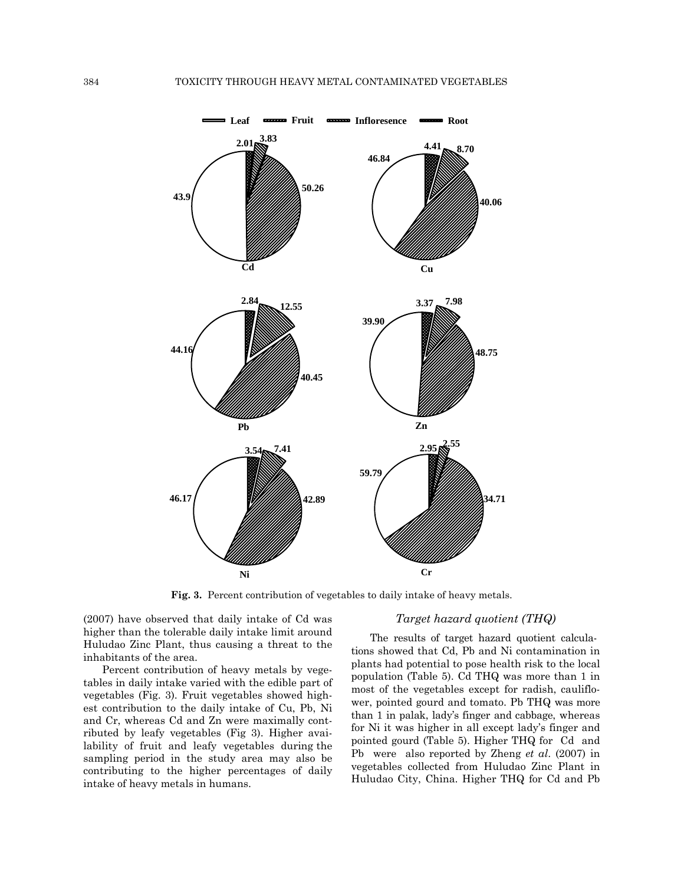Fig. 3. Percent contribution of vegetables to daily intake of heavy metals.

(2007) have observed that daily intake of Cd was higher than the tolerable daily intake limit around Huludao Zinc Plant, thus causing a threat to the inhabitants of the area.

Percent contribution of heavy metals by vegetables in daily intake varied with the edible part of vegetables (Fig. 3). Fruit vegetables showed highest contribution to the daily intake of Cu, Pb, Ni and Cr, whereas Cd and Zn were maximally contributed by leafy vegetables (Fig 3). Higher availability of fruit and leafy vegetables during the sampling period in the study area may also be contributing to the higher percentages of daily intake of heavy metals in humans.

### *Target hazard quotient (THQ)*

The results of target hazard quotient calculations showed that Cd, Pb and Ni contamination in plants had potential to pose health risk to the local population (Table 5). Cd THQ was more than 1 in most of the vegetables except for radish, cauliflower, pointed gourd and tomato. Pb THQ was more than 1 in palak, lady's finger and cabbage, whereas for Ni it was higher in all except lady's finger and pointed gourd (Table 5). Higher THQ for Cd and Pb were also reported by Zheng *et al*. (2007) in vegetables collected from Huludao Zinc Plant in Huludao City, China. Higher THQ for Cd and Pb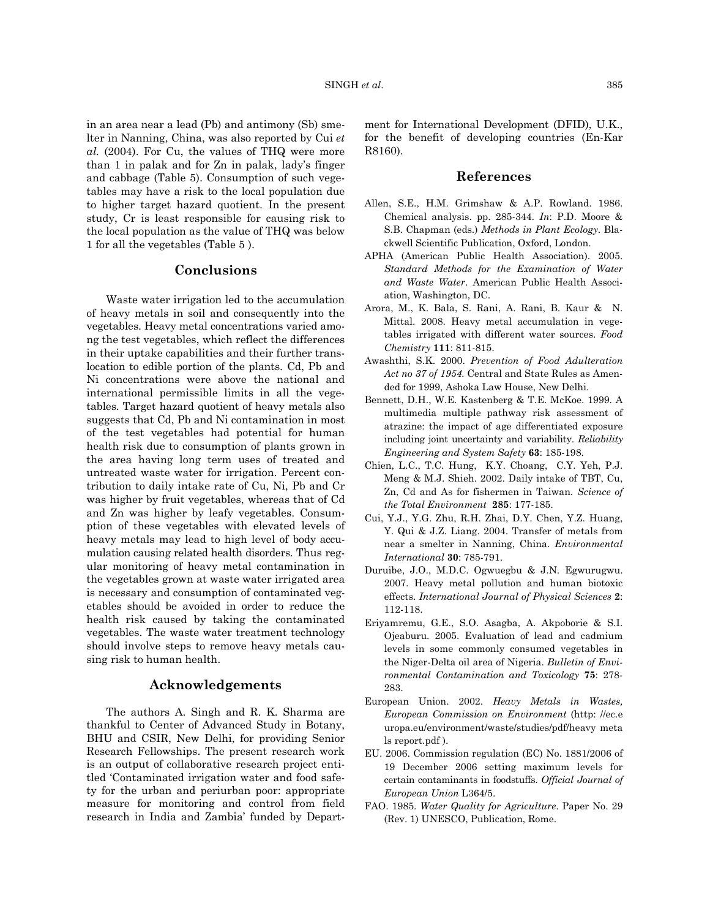in an area near a lead (Pb) and antimony (Sb) smelter in Nanning, China, was also reported by Cui *et al.* (2004). For Cu, the values of THQ were more than 1 in palak and for Zn in palak, lady's finger and cabbage (Table 5). Consumption of such vegetables may have a risk to the local population due to higher target hazard quotient. In the present study, Cr is least responsible for causing risk to the local population as the value of THQ was below 1 for all the vegetables (Table 5 ).

## Conclusions

Waste water irrigation led to the accumulation of heavy metals in soil and consequently into the vegetables. Heavy metal concentrations varied among the test vegetables, which reflect the differences in their uptake capabilities and their further translocation to edible portion of the plants. Cd, Pb and Ni concentrations were above the national and international permissible limits in all the vegetables. Target hazard quotient of heavy metals also suggests that Cd, Pb and Ni contamination in most of the test vegetables had potential for human health risk due to consumption of plants grown in the area having long term uses of treated and untreated waste water for irrigation. Percent contribution to daily intake rate of Cu, Ni, Pb and Cr was higher by fruit vegetables, whereas that of Cd and Zn was higher by leafy vegetables. Consumption of these vegetables with elevated levels of heavy metals may lead to high level of body accumulation causing related health disorders. Thus regular monitoring of heavy metal contamination in the vegetables grown at waste water irrigated area is necessary and consumption of contaminated vegetables should be avoided in order to reduce the health risk caused by taking the contaminated vegetables. The waste water treatment technology should involve steps to remove heavy metals causing risk to human health.

## Acknowledgements

The authors A. Singh and R. K. Sharma are thankful to Center of Advanced Study in Botany, BHU and CSIR, New Delhi, for providing Senior Research Fellowships. The present research work is an output of collaborative research project entitled 'Contaminated irrigation water and food safety for the urban and periurban poor: appropriate measure for monitoring and control from field research in India and Zambia' funded by Department for International Development (DFID), U.K., for the benefit of developing countries (En-Kar R8160).

## References

Allen, S.E., H.M. Grimshaw & A.P. Rowland. 1986. Chemical analysis. pp. 285-344. *In*: P.D. Moore & S.B. Chapman (eds.) *Methods in Plant Ecology*. Blackwell Scientific Publication, Oxford, London.

APHA (American Public Health Association). 2005. *Standard Methods for the Examination of Water and Waste Water*. American Public Health Association, Washington, DC.

Arora, M., K. Bala, S. Rani, A. Rani, B. Kaur & N. Mittal. 2008. Heavy metal accumulation in vegetables irrigated with different water sources. *Food Chemistry* **111**: 811-815.

Awashthi, S.K. 2000. *Prevention of Food Adulteration Act no 37 of 1954.* Central and State Rules as Amended for 1999, Ashoka Law House, New Delhi.

Bennett, D.H., W.E. Kastenberg & T.E. McKoe. 1999. A multimedia multiple pathway risk assessment of atrazine: the impact of age differentiated exposure including joint uncertainty and variability. *Reliability Engineering and System Safety* **63**: 185-198.

Chien, L.C., T.C. Hung, K.Y. Choang, C.Y. Yeh, P.J. Meng & M.J. Shieh. 2002. Daily intake of TBT, Cu, Zn, Cd and As for fishermen in Taiwan. *Science of the Total Environment* **285**: 177-185.

Cui, Y.J., Y.G. Zhu, R.H. Zhai, D.Y. Chen, Y.Z. Huang, Y. Qui & J.Z. Liang. 2004. Transfer of metals from near a smelter in Nanning, China. *Environmental International* **30**: 785-791.

Duruibe, J.O., M.D.C. Ogwuegbu & J.N. Egwurugwu. 2007. Heavy metal pollution and human biotoxic effects. *International Journal of Physical Sciences* **2**: 112-118.

Eriyamremu, G.E., S.O. Asagba, A. Akpoborie & S.I. Ojeaburu. 2005. Evaluation of lead and cadmium levels in some commonly consumed vegetables in the Niger-Delta oil area of Nigeria. *Bulletin of Environmental Contamination and Toxicology* **75**: 278-283.

European Union. 2002. *Heavy Metals in Wastes, European Commission on Environment* (http: //ec.europa.eu/environment/waste/studies/pdf/heavy metals report.pdf ).

EU. 2006. Commission regulation (EC) No. 1881/2006 of 19 December 2006 setting maximum levels for certain contaminants in foodstuffs. *Official Journal of European Union* L364/5.

FAO. 1985. *Water Quality for Agriculture.* Paper No. 29 (Rev. 1) UNESCO, Publication, Rome.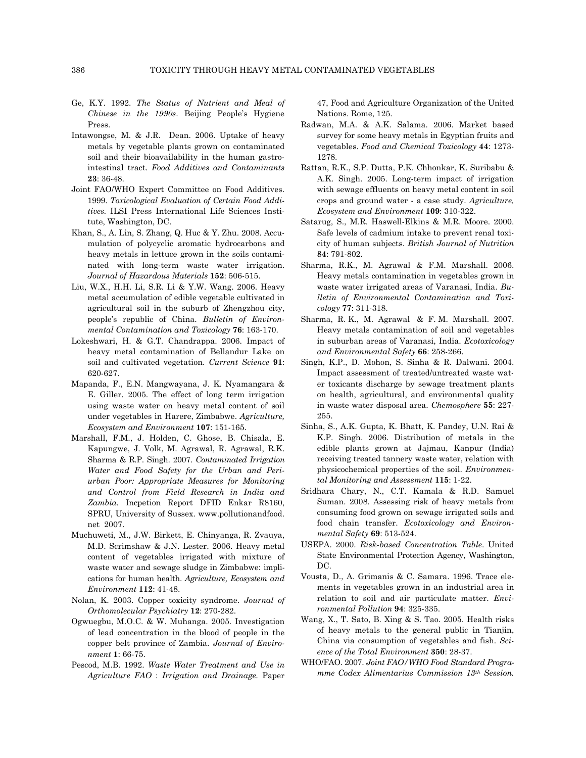Ge, K.Y. 1992. *The Status of Nutrient and Meal of Chinese in the 1990s*. Beijing People's Hygiene Press.

Intawongse, M. & J.R. Dean. 2006. Uptake of heavy metals by vegetable plants grown on contaminated soil and their bioavailability in the human gastrointestinal tract. *Food Additives and Contaminants* **23**: 36-48.

Joint FAO/WHO Expert Committee on Food Additives. 1999. *Toxicological Evaluation of Certain Food Additives.* ILSI Press International Life Sciences Institute, Washington, DC.

Khan, S., A. Lin, S. Zhang, Q. Huc & Y. Zhu. 2008. Accumulation of polycyclic aromatic hydrocarbons and heavy metals in lettuce grown in the soils contaminated with long-term waste water irrigation. *Journal of Hazardous Materials* **152**: 506-515.

Liu, W.X., H.H. Li, S.R. Li & Y.W. Wang. 2006. Heavy metal accumulation of edible vegetable cultivated in agricultural soil in the suburb of Zhengzhou city, people's republic of China. *Bulletin of Environmental Contamination and Toxicology* **76**: 163-170.

Lokeshwari, H. & G.T. Chandrappa. 2006. Impact of heavy metal contamination of Bellandur Lake on soil and cultivated vegetation. *Current Science* **91**: 620-627.

Mapanda, F., E.N. Mangwayana, J. K. Nyamangara & E. Giller. 2005. The effect of long term irrigation using waste water on heavy metal content of soil under vegetables in Harere, Zimbabwe. *Agriculture, Ecosystem and Environment* **107**: 151-165.

Marshall, F.M., J. Holden, C. Ghose, B. Chisala, E. Kapungwe, J. Volk, M. Agrawal, R. Agrawal, R.K. Sharma & R.P. Singh. 2007. *Contaminated Irrigation Water and Food Safety for the Urban and Periurban Poor: Appropriate Measures for Monitoring and Control from Field Research in India and Zambia.* Incpetion Report DFID Enkar R8160, SPRU, University of Sussex. www.pollutionandfood.net 2007.

Muchuweti, M., J.W. Birkett, E. Chinyanga, R. Zvauya, M.D. Scrimshaw & J.N. Lester. 2006. Heavy metal content of vegetables irrigated with mixture of waste water and sewage sludge in Zimbabwe: implications for human health. *Agriculture, Ecosystem and Environment* **112**: 41-48.

Nolan, K. 2003. Copper toxicity syndrome. *Journal of Orthomolecular Psychiatry* **12**: 270-282.

Ogwuegbu, M.O.C. & W. Muhanga. 2005. Investigation of lead concentration in the blood of people in the copper belt province of Zambia. *Journal of Environment* **1**: 66-75.

Pescod, M.B. 1992. *Waste Water Treatment and Use in Agriculture FAO : Irrigation and Drainage.* Paper 47, Food and Agriculture Organization of the United Nations. Rome, 125.

Radwan, M.A. & A.K. Salama. 2006. Market based survey for some heavy metals in Egyptian fruits and vegetables. *Food and Chemical Toxicology* **44**: 1273-1278.

Rattan, R.K., S.P. Dutta, P.K. Chhonkar, K. Suribabu & A.K. Singh. 2005. Long-term impact of irrigation with sewage effluents on heavy metal content in soil crops and ground water - a case study. *Agriculture, Ecosystem and Environment* **109**: 310-322.

Satarug, S., M.R. Haswell-Elkins & M.R. Moore. 2000. Safe levels of cadmium intake to prevent renal toxicity of human subjects. *British Journal of Nutrition* **84**: 791-802.

Sharma, R.K., M. Agrawal & F.M. Marshall. 2006. Heavy metals contamination in vegetables grown in waste water irrigated areas of Varanasi, India. *Bulletin of Environmental Contamination and Toxicology* **77**: 311-318.

Sharma, R. K., M. Agrawal & F. M. Marshall. 2007. Heavy metals contamination of soil and vegetables in suburban areas of Varanasi, India. *Ecotoxicology and Environmental Safety* **66**: 258-266.

Singh, K.P., D. Mohon, S. Sinha & R. Dalwani. 2004. Impact assessment of treated/untreated waste water toxicants discharge by sewage treatment plants on health, agricultural, and environmental quality in waste water disposal area. *Chemosphere* **55**: 227-255.

Sinha, S., A.K. Gupta, K. Bhatt, K. Pandey, U.N. Rai & K.P. Singh. 2006. Distribution of metals in the edible plants grown at Jajmau, Kanpur (India) receiving treated tannery waste water, relation with physicochemical properties of the soil. *Environmental Monitoring and Assessment* **115**: 1-22.

Sridhara Chary, N., C.T. Kamala & R.D. Samuel Suman. 2008. Assessing risk of heavy metals from consuming food grown on sewage irrigated soils and food chain transfer. *Ecotoxicology and Environmental Safety* **69**: 513-524.

USEPA. 2000. *Risk-based Concentration Table*. United State Environmental Protection Agency, Washington, DC.

Vousta, D., A. Grimanis & C. Samara. 1996. Trace elements in vegetables grown in an industrial area in relation to soil and air particulate matter. *Environmental Pollution* **94**: 325-335.

Wang, X., T. Sato, B. Xing & S. Tao. 2005. Health risks of heavy metals to the general public in Tianjin, China via consumption of vegetables and fish. *Science of the Total Environment* **350**: 28-37.

WHO/FAO. 2007. *Joint FAO/WHO Food Standard Programme Codex Alimentarius Commission 13th Session.*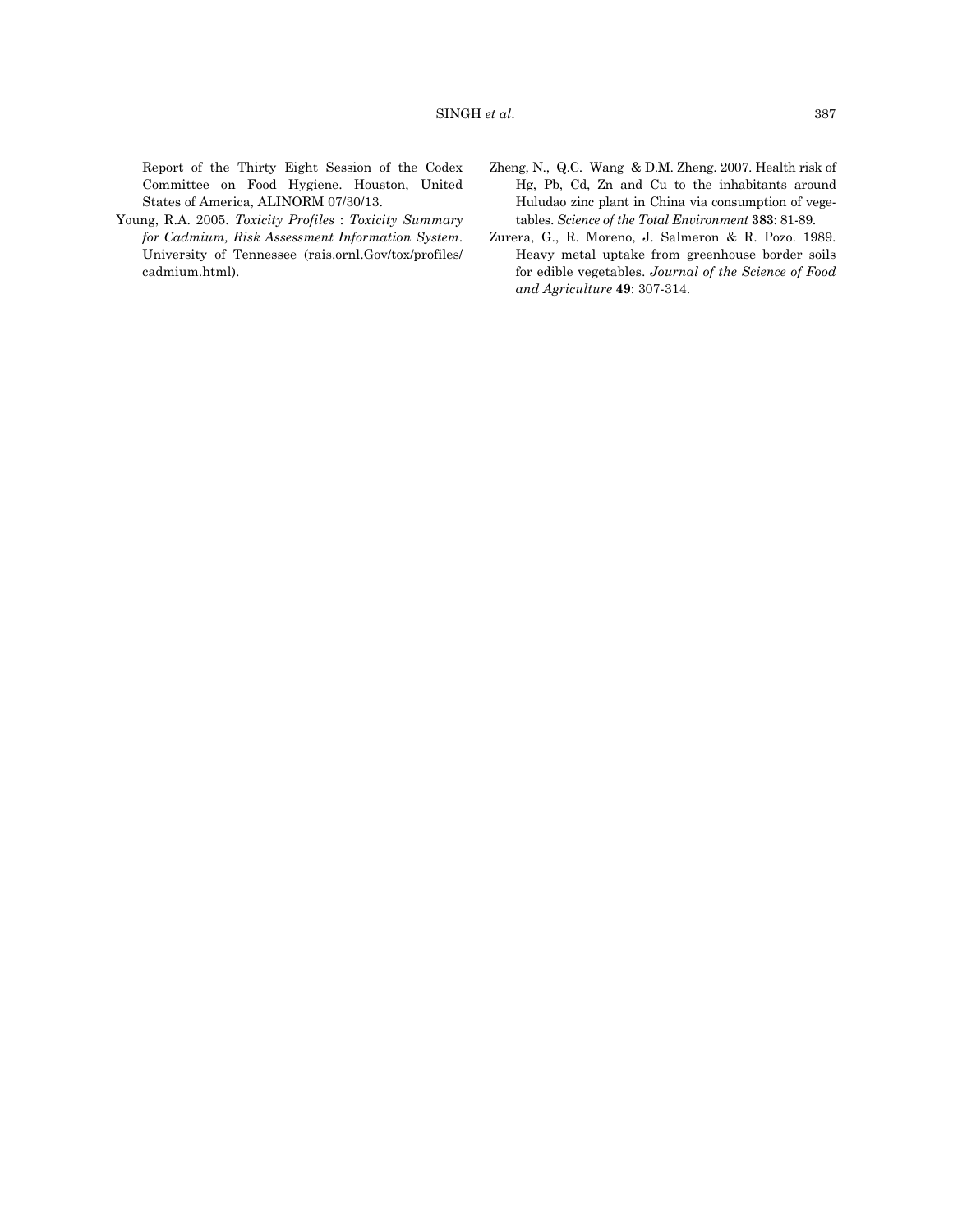Report of the Thirty Eight Session of the Codex Committee on Food Hygiene. Houston, United States of America, ALINORM 07/30/13.

Young, R.A. 2005. *Toxicity Profiles* : *Toxicity Summary for Cadmium, Risk Assessment Information System*. University of Tennessee (rais.ornl.Gov/tox/profiles/cadmium.html).

Zheng, N., Q.C. Wang & D.M. Zheng. 2007. Health risk of Hg, Pb, Cd, Zn and Cu to the inhabitants around Huludao zinc plant in China via consumption of vegetables. *Science of the Total Environment* **383**: 81-89.

Zurera, G., R. Moreno, J. Salmeron & R. Pozo. 1989. Heavy metal uptake from greenhouse border soils for edible vegetables. *Journal of the Science of Food and Agriculture* **49**: 307-314.